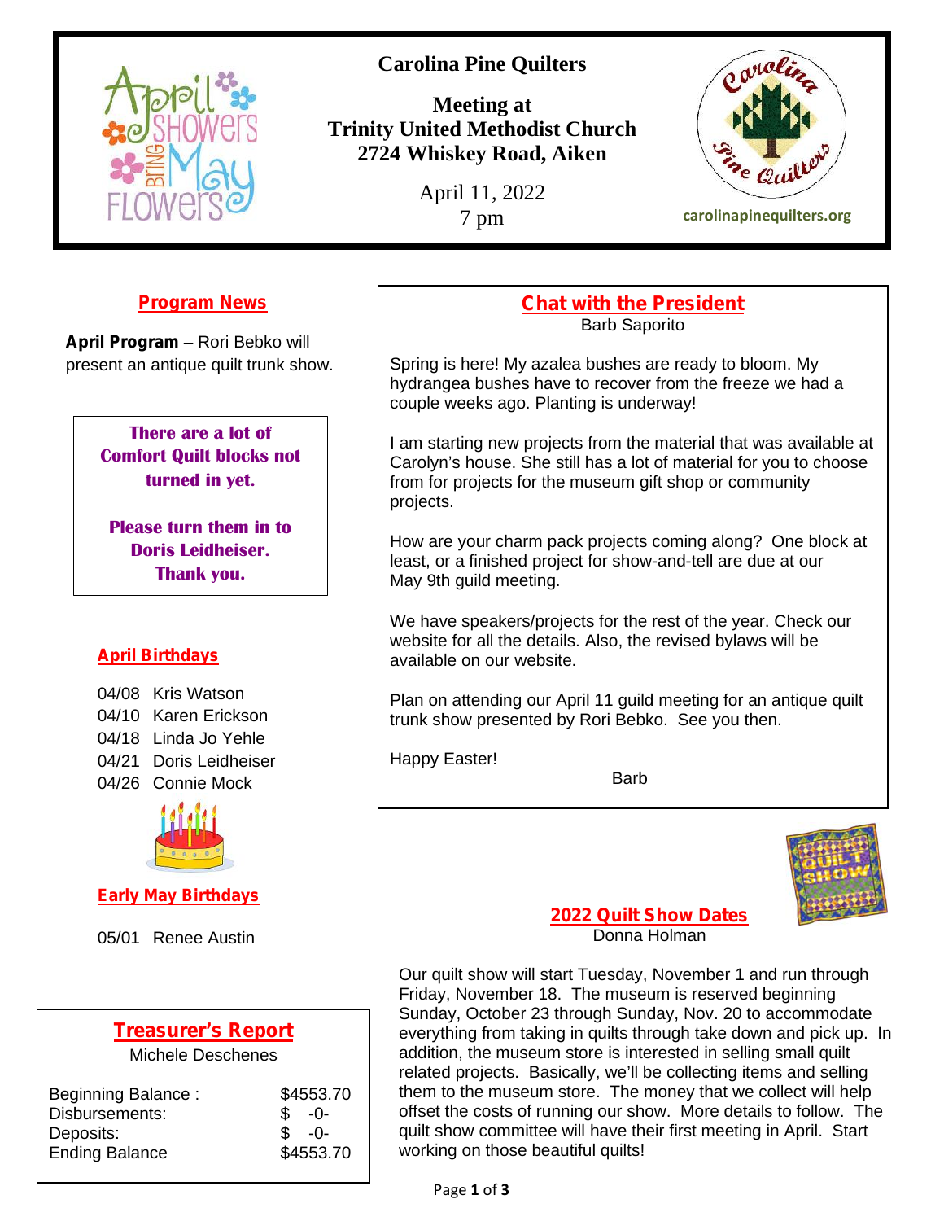# Carolina Pine Quilters

**Meeting at**
**Trinity United Methodist Church**
**2724 Whiskey Road, Aiken**

April 11, 2022
7 pm

carolinapinequilters.org

## Program News

**April Program** – Rori Bebko will present an antique quilt trunk show.

**There are a lot of Comfort Quilt blocks not turned in yet.**

**Please turn them in to Doris Leidheiser. Thank you.**

## April Birthdays

04/08 Kris Watson
04/10 Karen Erickson
04/18 Linda Jo Yehle
04/21 Doris Leidheiser
04/26 Connie Mock

## Early May Birthdays

05/01 Renee Austin

## Treasurer's Report

Michele Deschenes

| | |
|---|---|
| Beginning Balance : | $4553.70 |
| Disbursements: | $ -0- |
| Deposits: | $ -0- |
| Ending Balance | $4553.70 |

## Chat with the President

Barb Saporito

Spring is here! My azalea bushes are ready to bloom. My hydrangea bushes have to recover from the freeze we had a couple weeks ago. Planting is underway!

I am starting new projects from the material that was available at Carolyn's house. She still has a lot of material for you to choose from for projects for the museum gift shop or community projects.

How are your charm pack projects coming along? One block at least, or a finished project for show-and-tell are due at our May 9th guild meeting.

We have speakers/projects for the rest of the year. Check our website for all the details. Also, the revised bylaws will be available on our website.

Plan on attending our April 11 guild meeting for an antique quilt trunk show presented by Rori Bebko. See you then.

Happy Easter!

Barb

## 2022 Quilt Show Dates

Donna Holman

Our quilt show will start Tuesday, November 1 and run through Friday, November 18. The museum is reserved beginning Sunday, October 23 through Sunday, Nov. 20 to accommodate everything from taking in quilts through take down and pick up. In addition, the museum store is interested in selling small quilt related projects. Basically, we'll be collecting items and selling them to the museum store. The money that we collect will help offset the costs of running our show. More details to follow. The quilt show committee will have their first meeting in April. Start working on those beautiful quilts!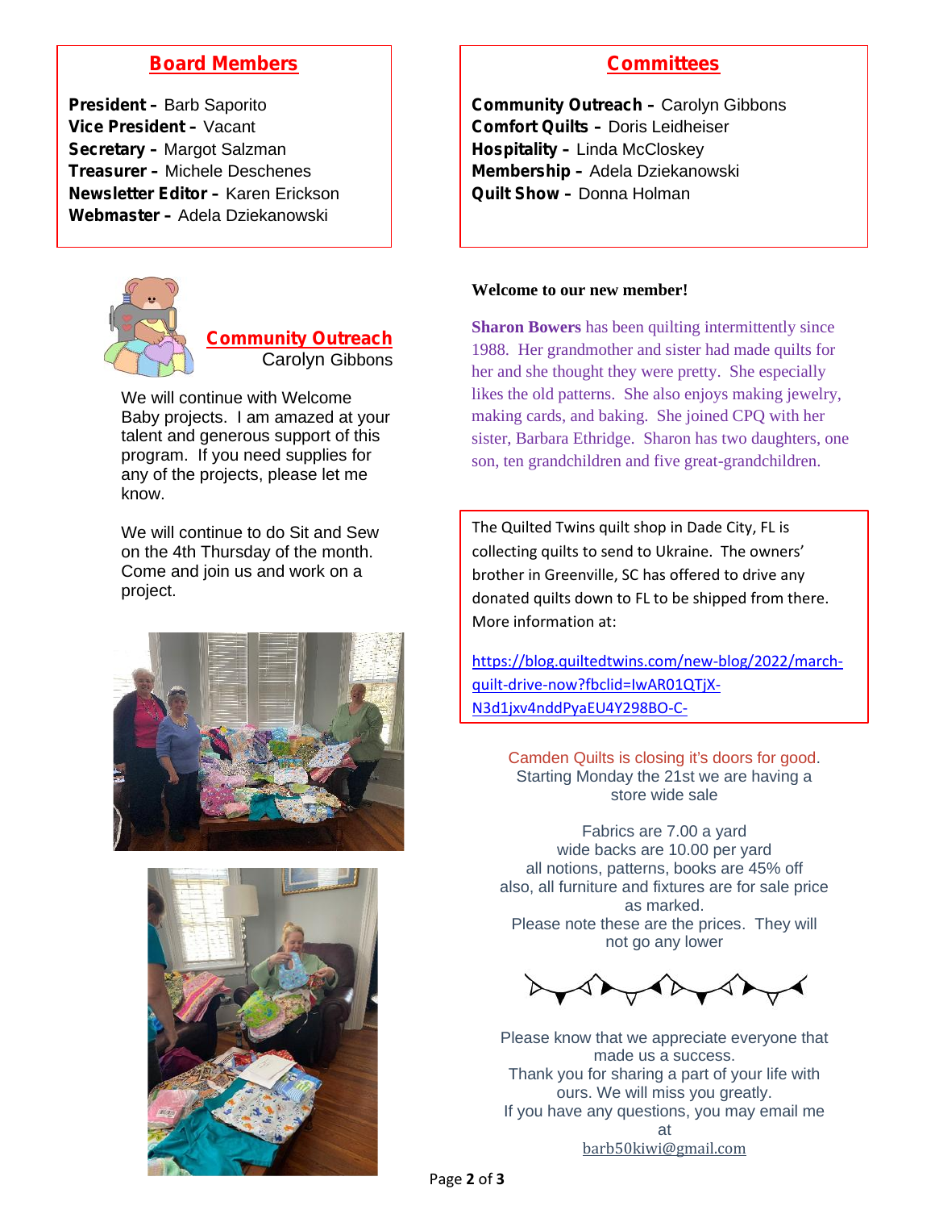## Board Members

**President –** Barb Saporito
**Vice President –** Vacant
**Secretary –** Margot Salzman
**Treasurer –** Michele Deschenes
**Newsletter Editor –** Karen Erickson
**Webmaster –** Adela Dziekanowski

## Committees

**Community Outreach –** Carolyn Gibbons
**Comfort Quilts –** Doris Leidheiser
**Hospitality –** Linda McCloskey
**Membership –** Adela Dziekanowski
**Quilt Show –** Donna Holman

## Community Outreach

Carolyn Gibbons

We will continue with Welcome Baby projects. I am amazed at your talent and generous support of this program. If you need supplies for any of the projects, please let me know.

We will continue to do Sit and Sew on the 4th Thursday of the month. Come and join us and work on a project.

**Welcome to our new member!**

**Sharon Bowers** has been quilting intermittently since 1988. Her grandmother and sister had made quilts for her and she thought they were pretty. She especially likes the old patterns. She also enjoys making jewelry, making cards, and baking. She joined CPQ with her sister, Barbara Ethridge. Sharon has two daughters, one son, ten grandchildren and five great-grandchildren.

The Quilted Twins quilt shop in Dade City, FL is collecting quilts to send to Ukraine. The owners' brother in Greenville, SC has offered to drive any donated quilts down to FL to be shipped from there. More information at:

https://blog.quiltedtwins.com/new-blog/2022/march-quilt-drive-now?fbclid=IwAR01QTjX-N3d1jxv4nddPyaEU4Y298BO-C-

Camden Quilts is closing it's doors for good.
Starting Monday the 21st we are having a store wide sale

Fabrics are 7.00 a yard
wide backs are 10.00 per yard
all notions, patterns, books are 45% off
also, all furniture and fixtures are for sale price as marked.
Please note these are the prices. They will not go any lower

Please know that we appreciate everyone that made us a success.
Thank you for sharing a part of your life with ours. We will miss you greatly.
If you have any questions, you may email me at
barb50kiwi@gmail.com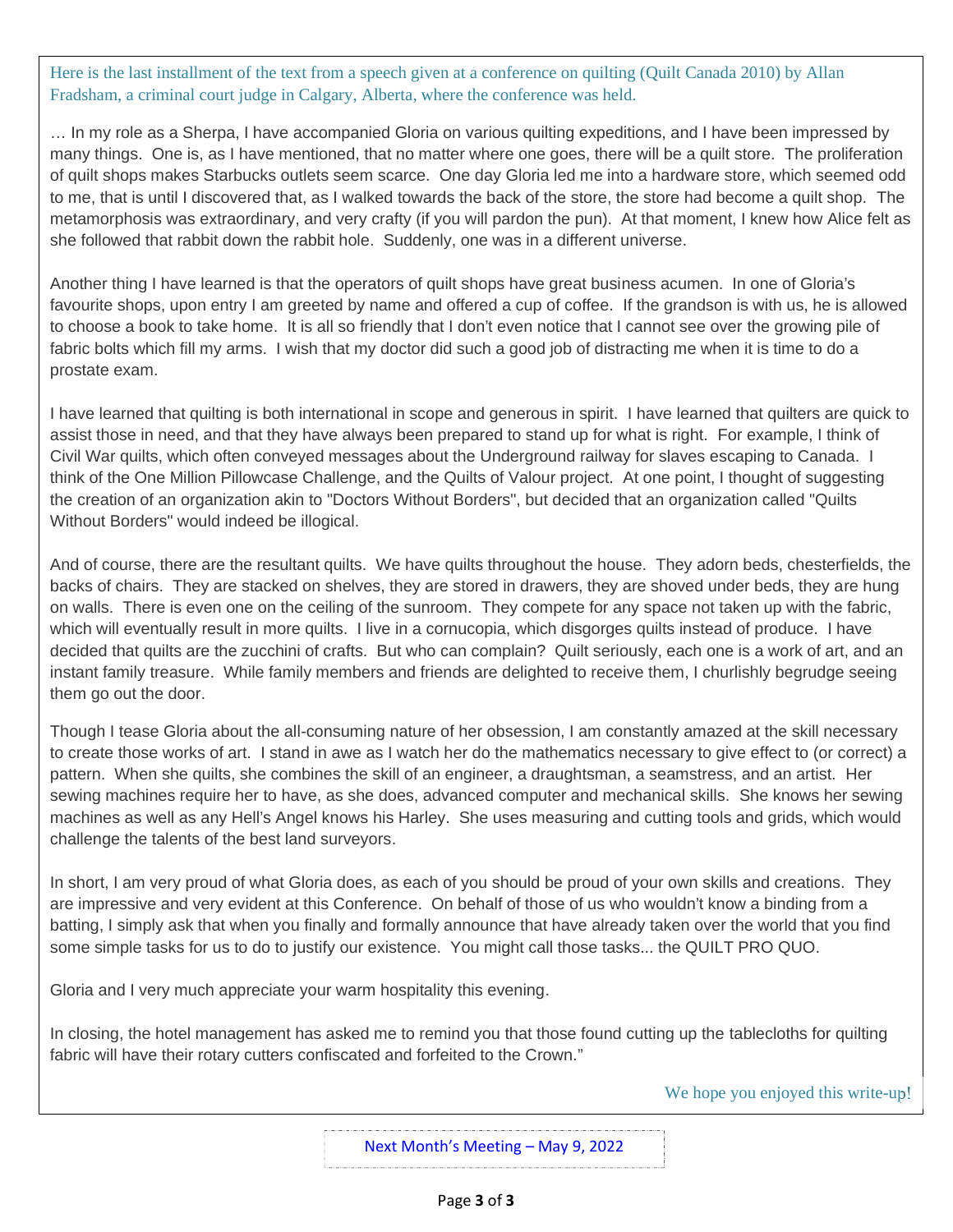Here is the last installment of the text from a speech given at a conference on quilting (Quilt Canada 2010) by Allan Fradsham, a criminal court judge in Calgary, Alberta, where the conference was held.

… In my role as a Sherpa, I have accompanied Gloria on various quilting expeditions, and I have been impressed by many things. One is, as I have mentioned, that no matter where one goes, there will be a quilt store. The proliferation of quilt shops makes Starbucks outlets seem scarce. One day Gloria led me into a hardware store, which seemed odd to me, that is until I discovered that, as I walked towards the back of the store, the store had become a quilt shop. The metamorphosis was extraordinary, and very crafty (if you will pardon the pun). At that moment, I knew how Alice felt as she followed that rabbit down the rabbit hole. Suddenly, one was in a different universe.

Another thing I have learned is that the operators of quilt shops have great business acumen. In one of Gloria's favourite shops, upon entry I am greeted by name and offered a cup of coffee. If the grandson is with us, he is allowed to choose a book to take home. It is all so friendly that I don't even notice that I cannot see over the growing pile of fabric bolts which fill my arms. I wish that my doctor did such a good job of distracting me when it is time to do a prostate exam.

I have learned that quilting is both international in scope and generous in spirit. I have learned that quilters are quick to assist those in need, and that they have always been prepared to stand up for what is right. For example, I think of Civil War quilts, which often conveyed messages about the Underground railway for slaves escaping to Canada. I think of the One Million Pillowcase Challenge, and the Quilts of Valour project. At one point, I thought of suggesting the creation of an organization akin to "Doctors Without Borders", but decided that an organization called "Quilts Without Borders" would indeed be illogical.

And of course, there are the resultant quilts. We have quilts throughout the house. They adorn beds, chesterfields, the backs of chairs. They are stacked on shelves, they are stored in drawers, they are shoved under beds, they are hung on walls. There is even one on the ceiling of the sunroom. They compete for any space not taken up with the fabric, which will eventually result in more quilts. I live in a cornucopia, which disgorges quilts instead of produce. I have decided that quilts are the zucchini of crafts. But who can complain? Quilt seriously, each one is a work of art, and an instant family treasure. While family members and friends are delighted to receive them, I churlishly begrudge seeing them go out the door.

Though I tease Gloria about the all-consuming nature of her obsession, I am constantly amazed at the skill necessary to create those works of art. I stand in awe as I watch her do the mathematics necessary to give effect to (or correct) a pattern. When she quilts, she combines the skill of an engineer, a draughtsman, a seamstress, and an artist. Her sewing machines require her to have, as she does, advanced computer and mechanical skills. She knows her sewing machines as well as any Hell's Angel knows his Harley. She uses measuring and cutting tools and grids, which would challenge the talents of the best land surveyors.

In short, I am very proud of what Gloria does, as each of you should be proud of your own skills and creations. They are impressive and very evident at this Conference. On behalf of those of us who wouldn't know a binding from a batting, I simply ask that when you finally and formally announce that have already taken over the world that you find some simple tasks for us to do to justify our existence. You might call those tasks... the QUILT PRO QUO.

Gloria and I very much appreciate your warm hospitality this evening.

In closing, the hotel management has asked me to remind you that those found cutting up the tablecloths for quilting fabric will have their rotary cutters confiscated and forfeited to the Crown."

We hope you enjoyed this write-up!

Next Month's Meeting – May 9, 2022